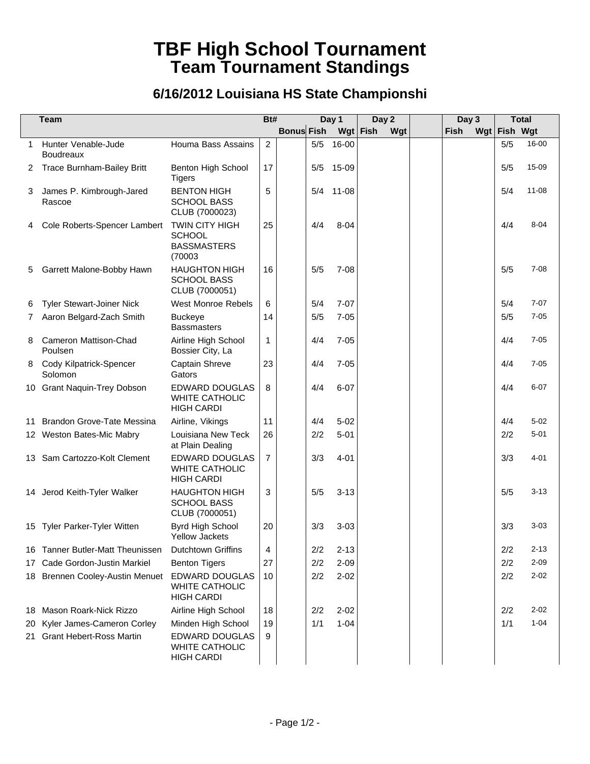# TBF High School Tournament
## Team Tournament Standings

### 6/16/2012 Louisiana HS State Championshi

| | Team | | Bt# | Day 1 | | | Day 2 | | | Day 3 | | Total | |
|---|---|---|---|---|---|---|---|---|---|---|---|---|---|
| | | | | Bonus | Fish | Wgt | Fish | Wgt | | Fish | Wgt | Fish | Wgt |
| 1 | Hunter Venable-Jude Boudreaux | Houma Bass Assains | 2 | | 5/5 | 16-00 | | | | | | 5/5 | 16-00 |
| 2 | Trace Burnham-Bailey Britt | Benton High School Tigers | 17 | | 5/5 | 15-09 | | | | | | 5/5 | 15-09 |
| 3 | James P. Kimbrough-Jared Rascoe | BENTON HIGH SCHOOL BASS CLUB (7000023) | 5 | | 5/4 | 11-08 | | | | | | 5/4 | 11-08 |
| 4 | Cole Roberts-Spencer Lambert | TWIN CITY HIGH SCHOOL BASSMASTERS (70003 | 25 | | 4/4 | 8-04 | | | | | | 4/4 | 8-04 |
| 5 | Garrett Malone-Bobby Hawn | HAUGHTON HIGH SCHOOL BASS CLUB (7000051) | 16 | | 5/5 | 7-08 | | | | | | 5/5 | 7-08 |
| 6 | Tyler Stewart-Joiner Nick | West Monroe Rebels | 6 | | 5/4 | 7-07 | | | | | | 5/4 | 7-07 |
| 7 | Aaron Belgard-Zach Smith | Buckeye Bassmasters | 14 | | 5/5 | 7-05 | | | | | | 5/5 | 7-05 |
| 8 | Cameron Mattison-Chad Poulsen | Airline High School Bossier City, La | 1 | | 4/4 | 7-05 | | | | | | 4/4 | 7-05 |
| 8 | Cody Kilpatrick-Spencer Solomon | Captain Shreve Gators | 23 | | 4/4 | 7-05 | | | | | | 4/4 | 7-05 |
| 10 | Grant Naquin-Trey Dobson | EDWARD DOUGLAS WHITE CATHOLIC HIGH CARDI | 8 | | 4/4 | 6-07 | | | | | | 4/4 | 6-07 |
| 11 | Brandon Grove-Tate Messina | Airline, Vikings | 11 | | 4/4 | 5-02 | | | | | | 4/4 | 5-02 |
| 12 | Weston Bates-Mic Mabry | Louisiana New Teck at Plain Dealing | 26 | | 2/2 | 5-01 | | | | | | 2/2 | 5-01 |
| 13 | Sam Cartozzo-Kolt Clement | EDWARD DOUGLAS WHITE CATHOLIC HIGH CARDI | 7 | | 3/3 | 4-01 | | | | | | 3/3 | 4-01 |
| 14 | Jerod Keith-Tyler Walker | HAUGHTON HIGH SCHOOL BASS CLUB (7000051) | 3 | | 5/5 | 3-13 | | | | | | 5/5 | 3-13 |
| 15 | Tyler Parker-Tyler Witten | Byrd High School Yellow Jackets | 20 | | 3/3 | 3-03 | | | | | | 3/3 | 3-03 |
| 16 | Tanner Butler-Matt Theunissen | Dutchtown Griffins | 4 | | 2/2 | 2-13 | | | | | | 2/2 | 2-13 |
| 17 | Cade Gordon-Justin Markiel | Benton Tigers | 27 | | 2/2 | 2-09 | | | | | | 2/2 | 2-09 |
| 18 | Brennen Cooley-Austin Menuet | EDWARD DOUGLAS WHITE CATHOLIC HIGH CARDI | 10 | | 2/2 | 2-02 | | | | | | 2/2 | 2-02 |
| 18 | Mason Roark-Nick Rizzo | Airline High School | 18 | | 2/2 | 2-02 | | | | | | 2/2 | 2-02 |
| 20 | Kyler James-Cameron Corley | Minden High School | 19 | | 1/1 | 1-04 | | | | | | 1/1 | 1-04 |
| 21 | Grant Hebert-Ross Martin | EDWARD DOUGLAS WHITE CATHOLIC HIGH CARDI | 9 | | | | | | | | | | |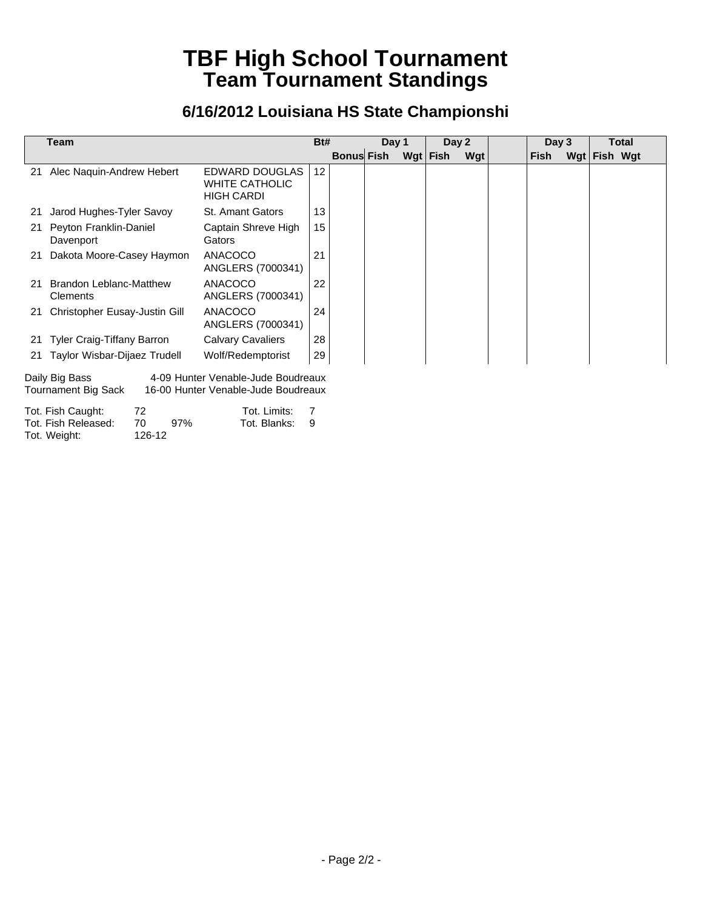# TBF High School Tournament
## Team Tournament Standings

### 6/16/2012 Louisiana HS State Championshi

| | Team | | Bt# | | Day 1 | | Day 2 | | | Day 3 | | Total | |
|---|---|---|---|---|---|---|---|---|---|---|---|---|---|
| | | | | Bonus | Fish | Wgt | Fish | Wgt | | Fish | Wgt | Fish | Wgt |
| 21 | Alec Naquin-Andrew Hebert | EDWARD DOUGLAS WHITE CATHOLIC HIGH CARDI | 12 | | | | | | | | | | |
| 21 | Jarod Hughes-Tyler Savoy | St. Amant Gators | 13 | | | | | | | | | | |
| 21 | Peyton Franklin-Daniel Davenport | Captain Shreve High Gators | 15 | | | | | | | | | | |
| 21 | Dakota Moore-Casey Haymon | ANACOCO ANGLERS (7000341) | 21 | | | | | | | | | | |
| 21 | Brandon Leblanc-Matthew Clements | ANACOCO ANGLERS (7000341) | 22 | | | | | | | | | | |
| 21 | Christopher Eusay-Justin Gill | ANACOCO ANGLERS (7000341) | 24 | | | | | | | | | | |
| 21 | Tyler Craig-Tiffany Barron | Calvary Cavaliers | 28 | | | | | | | | | | |
| 21 | Taylor Wisbar-Dijaez Trudell | Wolf/Redemptorist | 29 | | | | | | | | | | |

Daily Big Bass 4-09 Hunter Venable-Jude Boudreaux
Tournament Big Sack 16-00 Hunter Venable-Jude Boudreaux

Tot. Fish Caught: 72 Tot. Limits: 7
Tot. Fish Released: 70 97% Tot. Blanks: 9
Tot. Weight: 126-12